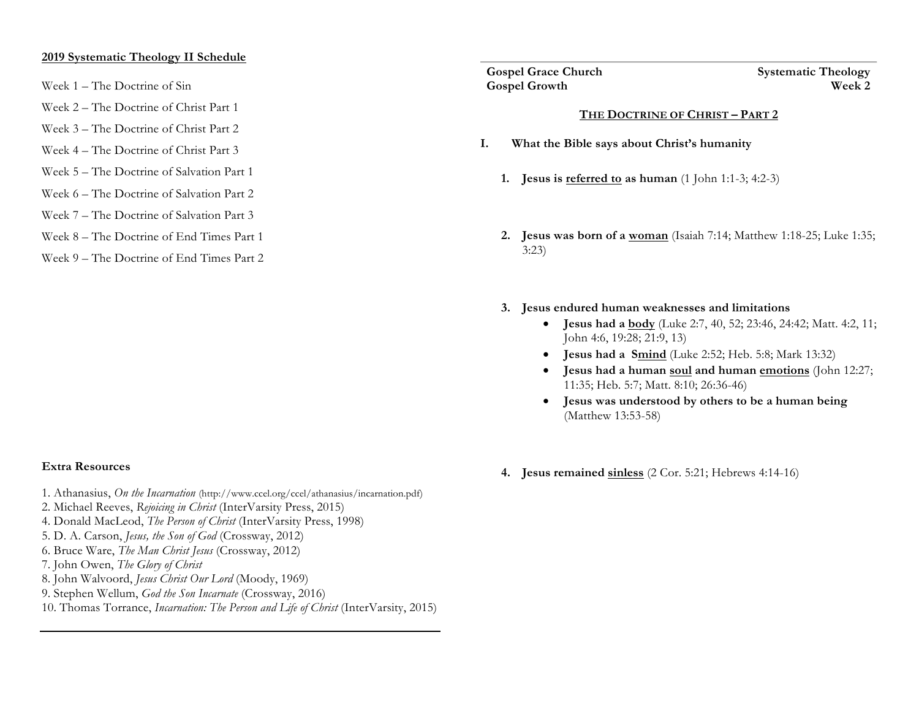**2019 Systematic Theology II Schedule**

Week 1 – The Doctrine of Sin

Week 2 – The Doctrine of Christ Part 1

Week 3 – The Doctrine of Christ Part 2

Week 4 – The Doctrine of Christ Part 3

Week 5 – The Doctrine of Salvation Part 1

Week 6 – The Doctrine of Salvation Part 2

Week 7 – The Doctrine of Salvation Part 3

Week 8 – The Doctrine of End Times Part 1

Week 9 – The Doctrine of End Times Part 2

**Extra Resources**

1. Athanasius, *On the Incarnation* (http://www.ccel.org/ccel/athanasius/incarnation.pdf)
2. Michael Reeves, *Rejoicing in Christ* (InterVarsity Press, 2015)
4. Donald MacLeod, *The Person of Christ* (InterVarsity Press, 1998)
5. D. A. Carson, *Jesus, the Son of God* (Crossway, 2012)
6. Bruce Ware, *The Man Christ Jesus* (Crossway, 2012)
7. John Owen, *The Glory of Christ*
8. John Walvoord, *Jesus Christ Our Lord* (Moody, 1969)
9. Stephen Wellum, *God the Son Incarnate* (Crossway, 2016)
10. Thomas Torrance, *Incarnation: The Person and Life of Christ* (InterVarsity, 2015)

---

**Gospel Grace Church** — **Systematic Theology**
**Gospel Growth** — **Week 2**

## THE DOCTRINE OF CHRIST – PART 2

**I. What the Bible says about Christ's humanity**

1. **Jesus is referred to as human** (1 John 1:1-3; 4:2-3)

2. **Jesus was born of a woman** (Isaiah 7:14; Matthew 1:18-25; Luke 1:35; 3:23)

3. **Jesus endured human weaknesses and limitations**
   - **Jesus had a body** (Luke 2:7, 40, 52; 23:46, 24:42; Matt. 4:2, 11; John 4:6, 19:28; 21:9, 13)
   - **Jesus had a Smind** (Luke 2:52; Heb. 5:8; Mark 13:32)
   - **Jesus had a human soul and human emotions** (John 12:27; 11:35; Heb. 5:7; Matt. 8:10; 26:36-46)
   - **Jesus was understood by others to be a human being** (Matthew 13:53-58)

4. **Jesus remained sinless** (2 Cor. 5:21; Hebrews 4:14-16)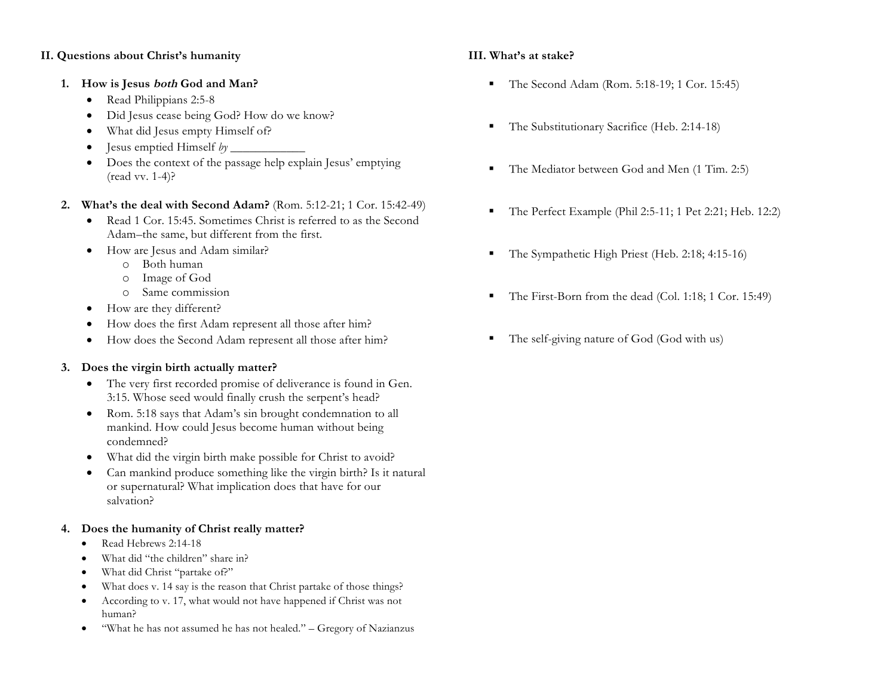## II. Questions about Christ's humanity

1. **How is Jesus *both* God and Man?**
   - Read Philippians 2:5-8
   - Did Jesus cease being God? How do we know?
   - What did Jesus empty Himself of?
   - Jesus emptied Himself *by* ____________
   - Does the context of the passage help explain Jesus' emptying (read vv. 1-4)?

2. **What's the deal with Second Adam?** (Rom. 5:12-21; 1 Cor. 15:42-49)
   - Read 1 Cor. 15:45. Sometimes Christ is referred to as the Second Adam–the same, but different from the first.
   - How are Jesus and Adam similar?
     - Both human
     - Image of God
     - Same commission
   - How are they different?
   - How does the first Adam represent all those after him?
   - How does the Second Adam represent all those after him?

3. **Does the virgin birth actually matter?**
   - The very first recorded promise of deliverance is found in Gen. 3:15. Whose seed would finally crush the serpent's head?
   - Rom. 5:18 says that Adam's sin brought condemnation to all mankind. How could Jesus become human without being condemned?
   - What did the virgin birth make possible for Christ to avoid?
   - Can mankind produce something like the virgin birth? Is it natural or supernatural? What implication does that have for our salvation?

4. **Does the humanity of Christ really matter?**
   - Read Hebrews 2:14-18
   - What did "the children" share in?
   - What did Christ "partake of?"
   - What does v. 14 say is the reason that Christ partake of those things?
   - According to v. 17, what would not have happened if Christ was not human?
   - "What he has not assumed he has not healed." – Gregory of Nazianzus

## III. What's at stake?

- The Second Adam (Rom. 5:18-19; 1 Cor. 15:45)
- The Substitutionary Sacrifice (Heb. 2:14-18)
- The Mediator between God and Men (1 Tim. 2:5)
- The Perfect Example (Phil 2:5-11; 1 Pet 2:21; Heb. 12:2)
- The Sympathetic High Priest (Heb. 2:18; 4:15-16)
- The First-Born from the dead (Col. 1:18; 1 Cor. 15:49)
- The self-giving nature of God (God with us)